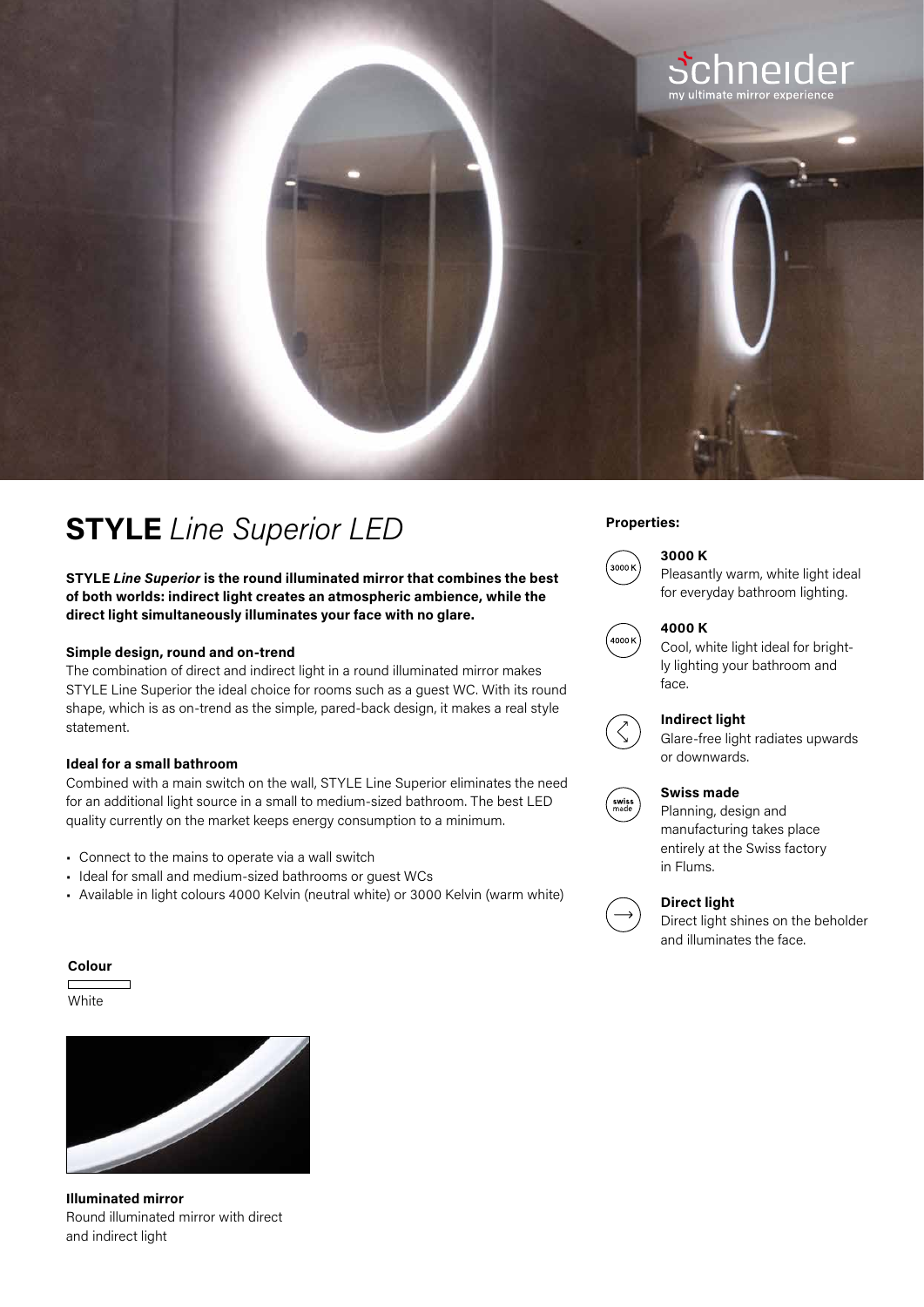schneider
my ultimate mirror experience

# **STYLE** *Line Superior LED*

**STYLE *Line Superior* is the round illuminated mirror that combines the best of both worlds: indirect light creates an atmospheric ambience, while the direct light simultaneously illuminates your face with no glare.**

### Simple design, round and on-trend

The combination of direct and indirect light in a round illuminated mirror makes STYLE Line Superior the ideal choice for rooms such as a guest WC. With its round shape, which is as on-trend as the simple, pared-back design, it makes a real style statement.

### Ideal for a small bathroom

Combined with a main switch on the wall, STYLE Line Superior eliminates the need for an additional light source in a small to medium-sized bathroom. The best LED quality currently on the market keeps energy consumption to a minimum.

- Connect to the mains to operate via a wall switch
- Ideal for small and medium-sized bathrooms or guest WCs
- Available in light colours 4000 Kelvin (neutral white) or 3000 Kelvin (warm white)

**Colour**

White

**Illuminated mirror**
Round illuminated mirror with direct and indirect light

**Properties:**

**3000 K**
Pleasantly warm, white light ideal for everyday bathroom lighting.

**4000 K**
Cool, white light ideal for brightly lighting your bathroom and face.

**Indirect light**
Glare-free light radiates upwards or downwards.

**Swiss made**
Planning, design and manufacturing takes place entirely at the Swiss factory in Flums.

**Direct light**
Direct light shines on the beholder and illuminates the face.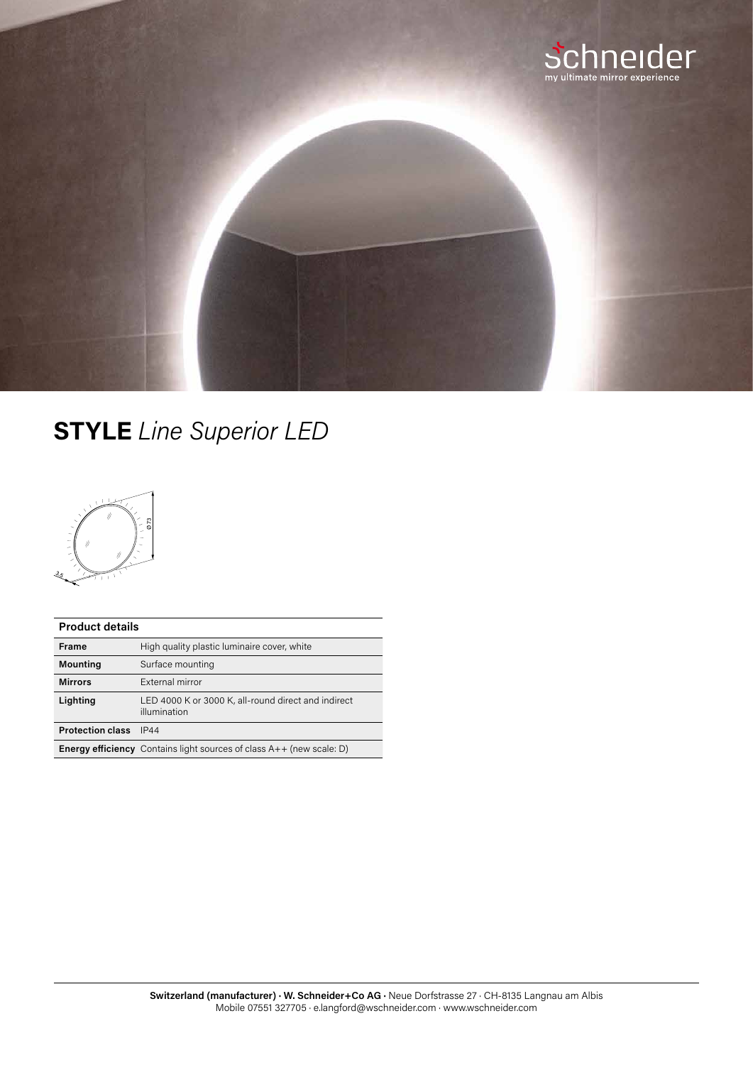# **STYLE** *Line Superior LED*

Ø73

3.5

| Product details | |
|---|---|
| **Frame** | High quality plastic luminaire cover, white |
| **Mounting** | Surface mounting |
| **Mirrors** | External mirror |
| **Lighting** | LED 4000 K or 3000 K, all-round direct and indirect illumination |
| **Protection class** | IP44 |
| **Energy efficiency** | Contains light sources of class A++ (new scale: D) |

**Switzerland (manufacturer) · W. Schneider+Co AG ·** Neue Dorfstrasse 27 · CH-8135 Langnau am Albis
Mobile 07551 327705 · e.langford@wschneider.com · www.wschneider.com